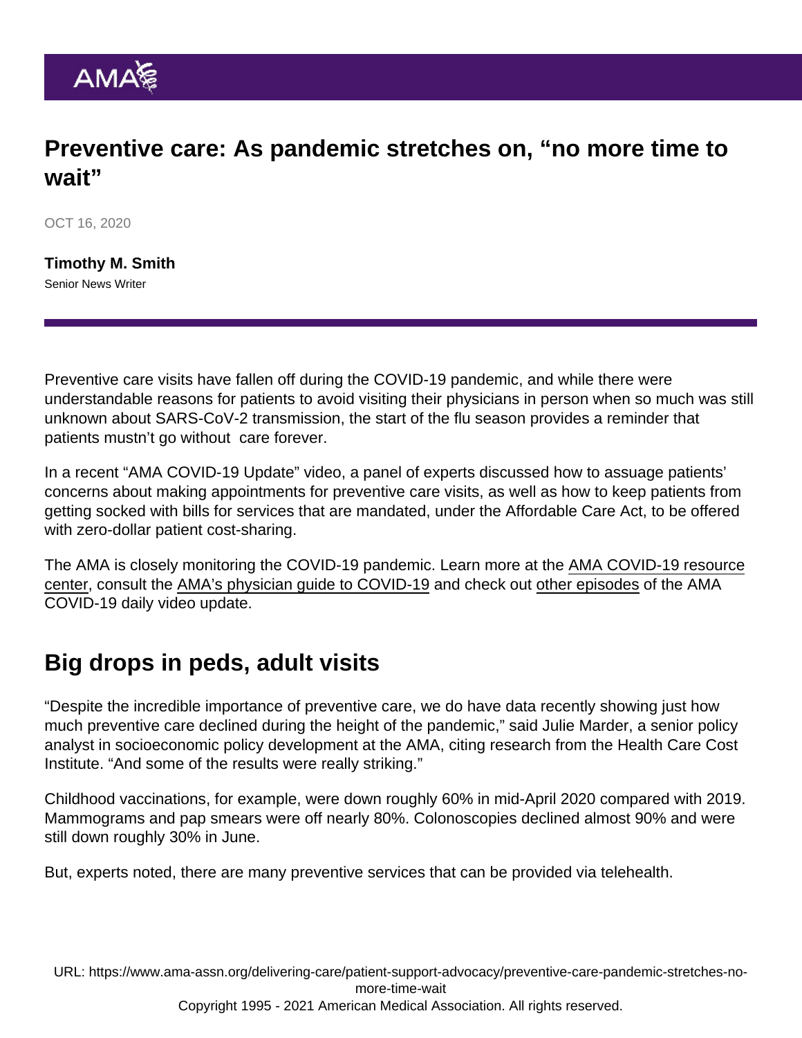# Preventive care: As pandemic stretches on, "no more time to wait"

OCT 16, 2020

**Timothy M. Smith**
Senior News Writer

Preventive care visits have fallen off during the COVID-19 pandemic, and while there were understandable reasons for patients to avoid visiting their physicians in person when so much was still unknown about SARS-CoV-2 transmission, the start of the flu season provides a reminder that patients mustn't go without care forever.

In a recent "AMA COVID-19 Update" video, a panel of experts discussed how to assuage patients' concerns about making appointments for preventive care visits, as well as how to keep patients from getting socked with bills for services that are mandated, under the Affordable Care Act, to be offered with zero-dollar patient cost-sharing.

The AMA is closely monitoring the COVID-19 pandemic. Learn more at the AMA COVID-19 resource center, consult the AMA's physician guide to COVID-19 and check out other episodes of the AMA COVID-19 daily video update.

## Big drops in peds, adult visits

"Despite the incredible importance of preventive care, we do have data recently showing just how much preventive care declined during the height of the pandemic," said Julie Marder, a senior policy analyst in socioeconomic policy development at the AMA, citing research from the Health Care Cost Institute. "And some of the results were really striking."

Childhood vaccinations, for example, were down roughly 60% in mid-April 2020 compared with 2019. Mammograms and pap smears were off nearly 80%. Colonoscopies declined almost 90% and were still down roughly 30% in June.

But, experts noted, there are many preventive services that can be provided via telehealth.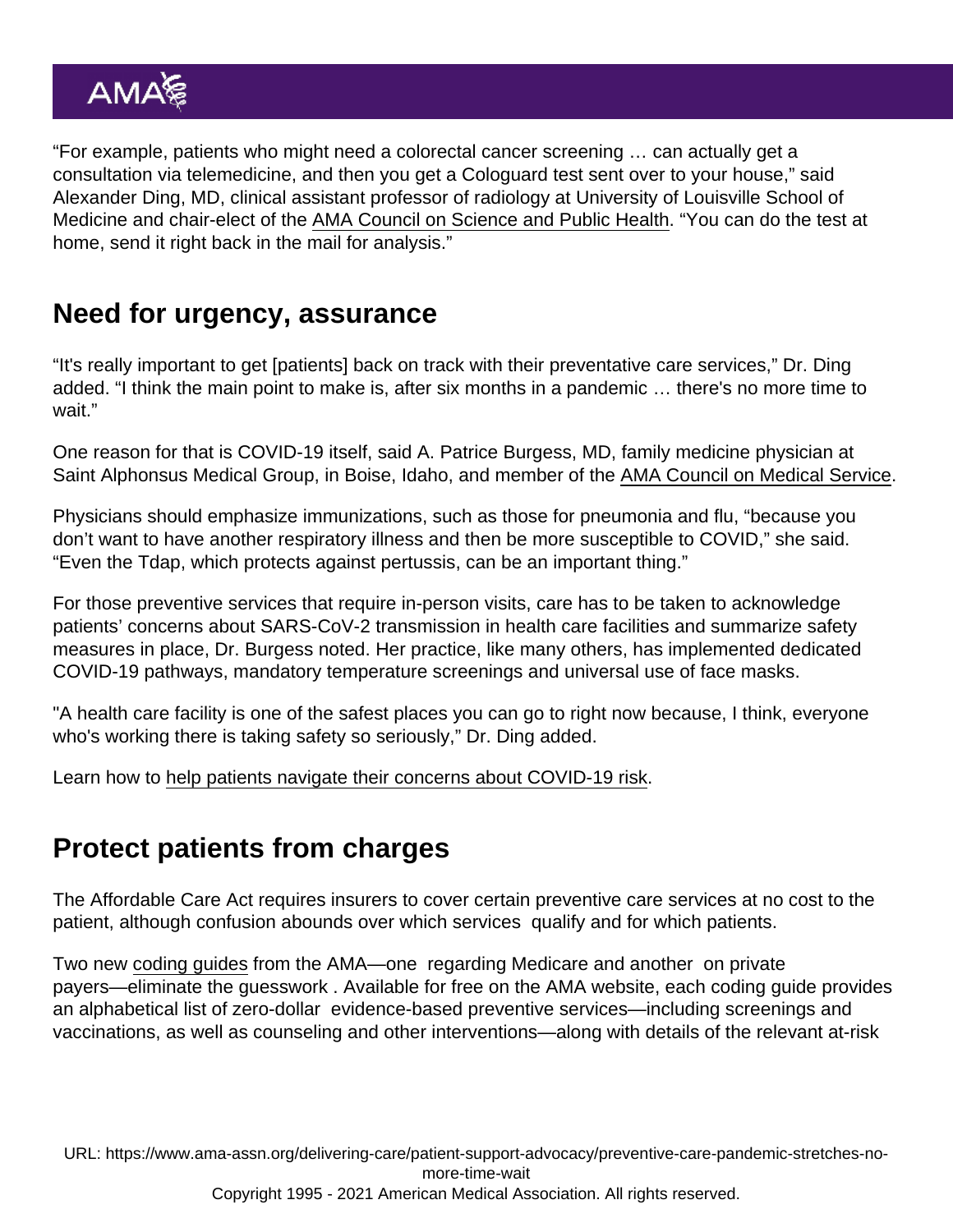"For example, patients who might need a colorectal cancer screening … can actually get a consultation via telemedicine, and then you get a Cologuard test sent over to your house," said Alexander Ding, MD, clinical assistant professor of radiology at University of Louisville School of Medicine and chair-elect of the AMA Council on Science and Public Health. "You can do the test at home, send it right back in the mail for analysis."

## Need for urgency, assurance

"It's really important to get [patients] back on track with their preventative care services," Dr. Ding added. "I think the main point to make is, after six months in a pandemic … there's no more time to wait."

One reason for that is COVID-19 itself, said A. Patrice Burgess, MD, family medicine physician at Saint Alphonsus Medical Group, in Boise, Idaho, and member of the AMA Council on Medical Service.

Physicians should emphasize immunizations, such as those for pneumonia and flu, "because you don't want to have another respiratory illness and then be more susceptible to COVID," she said. "Even the Tdap, which protects against pertussis, can be an important thing."

For those preventive services that require in-person visits, care has to be taken to acknowledge patients' concerns about SARS-CoV-2 transmission in health care facilities and summarize safety measures in place, Dr. Burgess noted. Her practice, like many others, has implemented dedicated COVID-19 pathways, mandatory temperature screenings and universal use of face masks.

"A health care facility is one of the safest places you can go to right now because, I think, everyone who's working there is taking safety so seriously," Dr. Ding added.

Learn how to help patients navigate their concerns about COVID-19 risk.

## Protect patients from charges

The Affordable Care Act requires insurers to cover certain preventive care services at no cost to the patient, although confusion abounds over which services qualify and for which patients.

Two new coding guides from the AMA—one regarding Medicare and another on private payers—eliminate the guesswork. Available for free on the AMA website, each coding guide provides an alphabetical list of zero-dollar evidence-based preventive services—including screenings and vaccinations, as well as counseling and other interventions—along with details of the relevant at-risk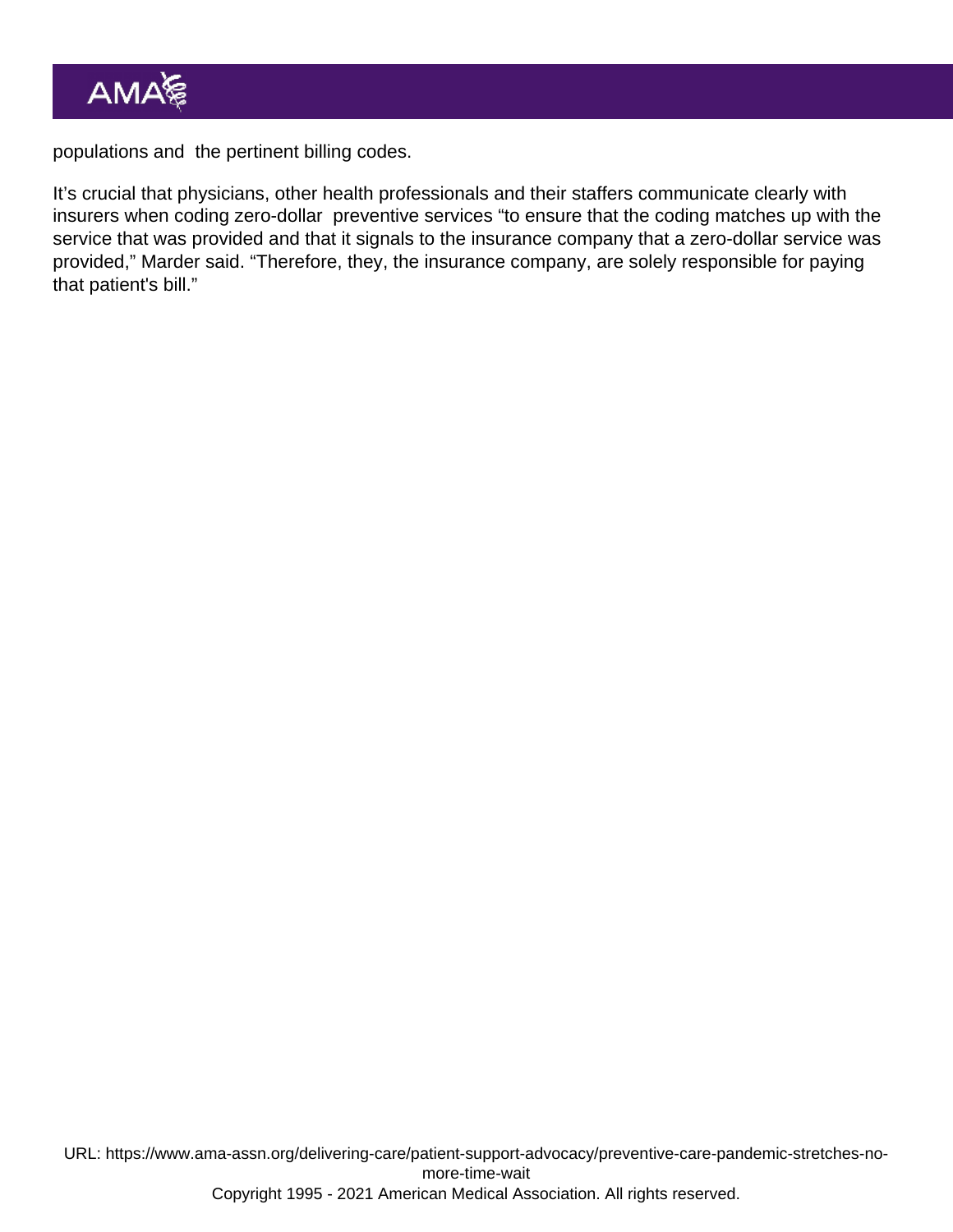populations and the pertinent billing codes.

It's crucial that physicians, other health professionals and their staffers communicate clearly with insurers when coding zero-dollar preventive services "to ensure that the coding matches up with the service that was provided and that it signals to the insurance company that a zero-dollar service was provided," Marder said. "Therefore, they, the insurance company, are solely responsible for paying that patient's bill."